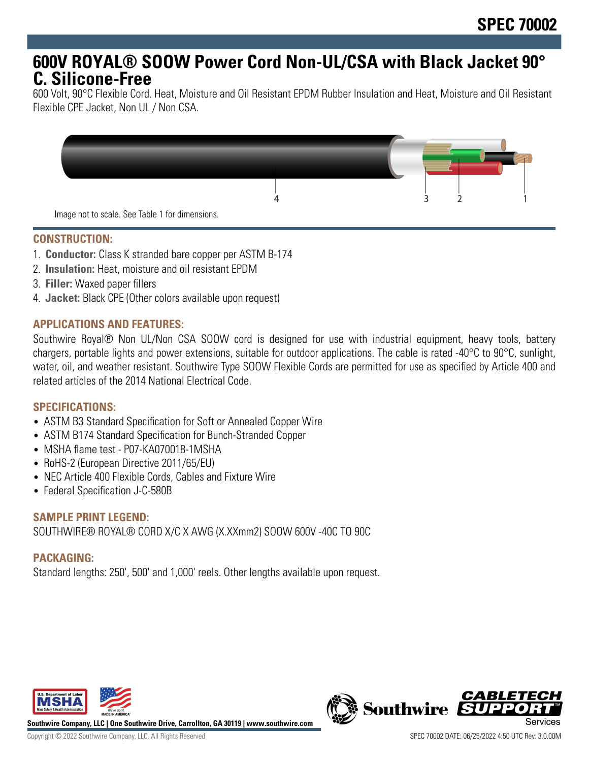# 600V ROYAL® SOOW Power Cord Non-UL/CSA with Black Jacket 90° C. Silicone-Free

600 Volt, 90°C Flexible Cord. Heat, Moisture and Oil Resistant EPDM Rubber Insulation and Heat, Moisture and Oil Resistant Flexible CPE Jacket, Non UL / Non CSA.

Image not to scale. See Table 1 for dimensions.

## CONSTRUCTION:

1. **Conductor:** Class K stranded bare copper per ASTM B-174
2. **Insulation:** Heat, moisture and oil resistant EPDM
3. **Filler:** Waxed paper fillers
4. **Jacket:** Black CPE (Other colors available upon request)

## APPLICATIONS AND FEATURES:

Southwire Royal® Non UL/Non CSA SOOW cord is designed for use with industrial equipment, heavy tools, battery chargers, portable lights and power extensions, suitable for outdoor applications. The cable is rated -40°C to 90°C, sunlight, water, oil, and weather resistant. Southwire Type SOOW Flexible Cords are permitted for use as specified by Article 400 and related articles of the 2014 National Electrical Code.

## SPECIFICATIONS:

- ASTM B3 Standard Specification for Soft or Annealed Copper Wire
- ASTM B174 Standard Specification for Bunch-Stranded Copper
- MSHA flame test - P07-KA070018-1MSHA
- RoHS-2 (European Directive 2011/65/EU)
- NEC Article 400 Flexible Cords, Cables and Fixture Wire
- Federal Specification J-C-580B

## SAMPLE PRINT LEGEND:

SOUTHWIRE® ROYAL® CORD X/C X AWG (X.XXmm2) SOOW 600V -40C TO 90C

## PACKAGING:

Standard lengths: 250', 500' and 1,000' reels. Other lengths available upon request.

Southwire Company, LLC | One Southwire Drive, Carrollton, GA 30119 | www.southwire.com

Copyright © 2022 Southwire Company, LLC. All Rights Reserved

SPEC 70002 DATE: 06/25/2022 4:50 UTC Rev: 3.0.00M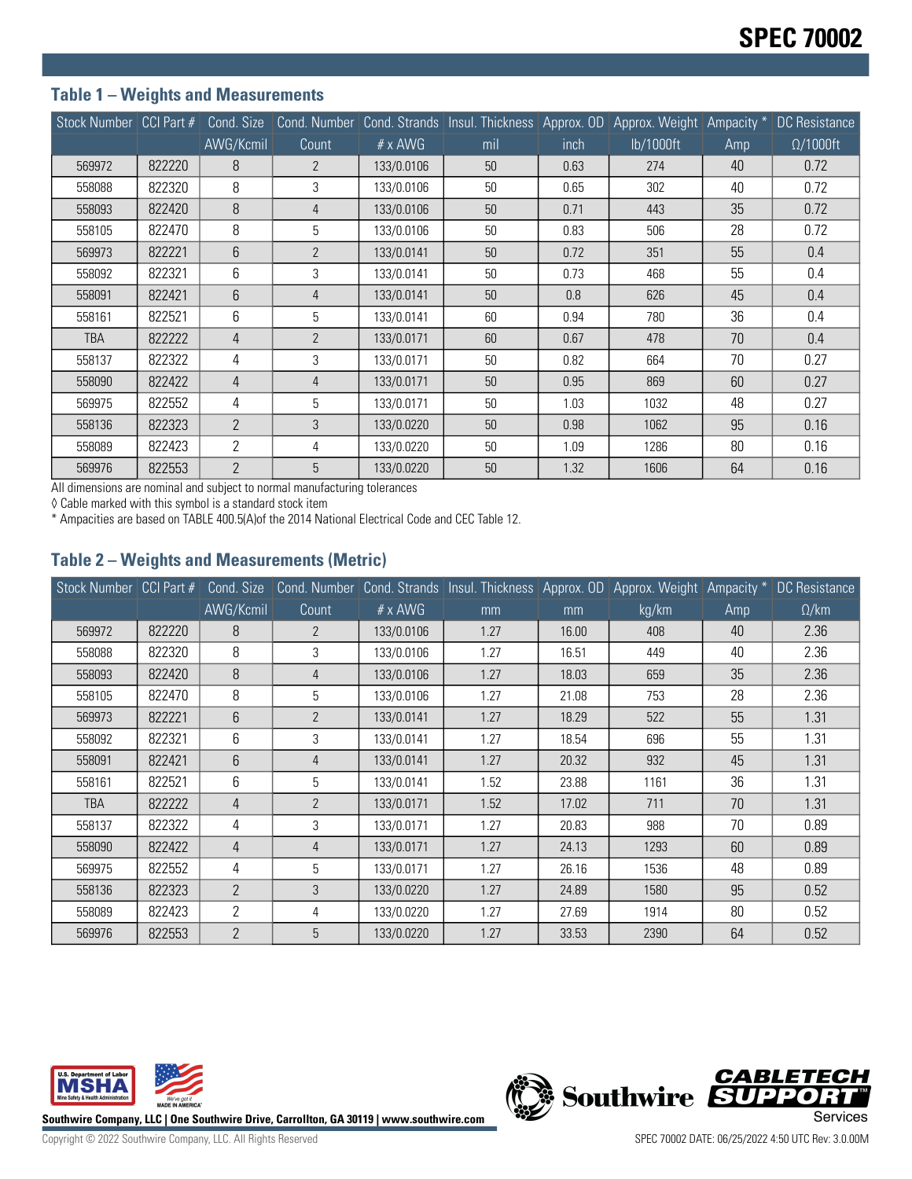# SPEC 70002

## Table 1 – Weights and Measurements

| Stock Number | CCI Part # | Cond. Size | Cond. Number | Cond. Strands | Insul. Thickness | Approx. OD | Approx. Weight | Ampacity * | DC Resistance |
|---|---|---|---|---|---|---|---|---|---|
| | | AWG/Kcmil | Count | # x AWG | mil | inch | lb/1000ft | Amp | Ω/1000ft |
| 569972 | 822220 | 8 | 2 | 133/0.0106 | 50 | 0.63 | 274 | 40 | 0.72 |
| 558088 | 822320 | 8 | 3 | 133/0.0106 | 50 | 0.65 | 302 | 40 | 0.72 |
| 558093 | 822420 | 8 | 4 | 133/0.0106 | 50 | 0.71 | 443 | 35 | 0.72 |
| 558105 | 822470 | 8 | 5 | 133/0.0106 | 50 | 0.83 | 506 | 28 | 0.72 |
| 569973 | 822221 | 6 | 2 | 133/0.0141 | 50 | 0.72 | 351 | 55 | 0.4 |
| 558092 | 822321 | 6 | 3 | 133/0.0141 | 50 | 0.73 | 468 | 55 | 0.4 |
| 558091 | 822421 | 6 | 4 | 133/0.0141 | 50 | 0.8 | 626 | 45 | 0.4 |
| 558161 | 822521 | 6 | 5 | 133/0.0141 | 60 | 0.94 | 780 | 36 | 0.4 |
| TBA | 822222 | 4 | 2 | 133/0.0171 | 60 | 0.67 | 478 | 70 | 0.4 |
| 558137 | 822322 | 4 | 3 | 133/0.0171 | 50 | 0.82 | 664 | 70 | 0.27 |
| 558090 | 822422 | 4 | 4 | 133/0.0171 | 50 | 0.95 | 869 | 60 | 0.27 |
| 569975 | 822552 | 4 | 5 | 133/0.0171 | 50 | 1.03 | 1032 | 48 | 0.27 |
| 558136 | 822323 | 2 | 3 | 133/0.0220 | 50 | 0.98 | 1062 | 95 | 0.16 |
| 558089 | 822423 | 2 | 4 | 133/0.0220 | 50 | 1.09 | 1286 | 80 | 0.16 |
| 569976 | 822553 | 2 | 5 | 133/0.0220 | 50 | 1.32 | 1606 | 64 | 0.16 |

All dimensions are nominal and subject to normal manufacturing tolerances

◊ Cable marked with this symbol is a standard stock item

* Ampacities are based on TABLE 400.5(A)of the 2014 National Electrical Code and CEC Table 12.

## Table 2 – Weights and Measurements (Metric)

| Stock Number | CCI Part # | Cond. Size | Cond. Number | Cond. Strands | Insul. Thickness | Approx. OD | Approx. Weight | Ampacity * | DC Resistance |
|---|---|---|---|---|---|---|---|---|---|
| | | AWG/Kcmil | Count | # x AWG | mm | mm | kg/km | Amp | Ω/km |
| 569972 | 822220 | 8 | 2 | 133/0.0106 | 1.27 | 16.00 | 408 | 40 | 2.36 |
| 558088 | 822320 | 8 | 3 | 133/0.0106 | 1.27 | 16.51 | 449 | 40 | 2.36 |
| 558093 | 822420 | 8 | 4 | 133/0.0106 | 1.27 | 18.03 | 659 | 35 | 2.36 |
| 558105 | 822470 | 8 | 5 | 133/0.0106 | 1.27 | 21.08 | 753 | 28 | 2.36 |
| 569973 | 822221 | 6 | 2 | 133/0.0141 | 1.27 | 18.29 | 522 | 55 | 1.31 |
| 558092 | 822321 | 6 | 3 | 133/0.0141 | 1.27 | 18.54 | 696 | 55 | 1.31 |
| 558091 | 822421 | 6 | 4 | 133/0.0141 | 1.27 | 20.32 | 932 | 45 | 1.31 |
| 558161 | 822521 | 6 | 5 | 133/0.0141 | 1.52 | 23.88 | 1161 | 36 | 1.31 |
| TBA | 822222 | 4 | 2 | 133/0.0171 | 1.52 | 17.02 | 711 | 70 | 1.31 |
| 558137 | 822322 | 4 | 3 | 133/0.0171 | 1.27 | 20.83 | 988 | 70 | 0.89 |
| 558090 | 822422 | 4 | 4 | 133/0.0171 | 1.27 | 24.13 | 1293 | 60 | 0.89 |
| 569975 | 822552 | 4 | 5 | 133/0.0171 | 1.27 | 26.16 | 1536 | 48 | 0.89 |
| 558136 | 822323 | 2 | 3 | 133/0.0220 | 1.27 | 24.89 | 1580 | 95 | 0.52 |
| 558089 | 822423 | 2 | 4 | 133/0.0220 | 1.27 | 27.69 | 1914 | 80 | 0.52 |
| 569976 | 822553 | 2 | 5 | 133/0.0220 | 1.27 | 33.53 | 2390 | 64 | 0.52 |

Southwire Company, LLC | One Southwire Drive, Carrollton, GA 30119 | www.southwire.com

Copyright © 2022 Southwire Company, LLC. All Rights Reserved

SPEC 70002 DATE: 06/25/2022 4:50 UTC Rev: 3.0.00M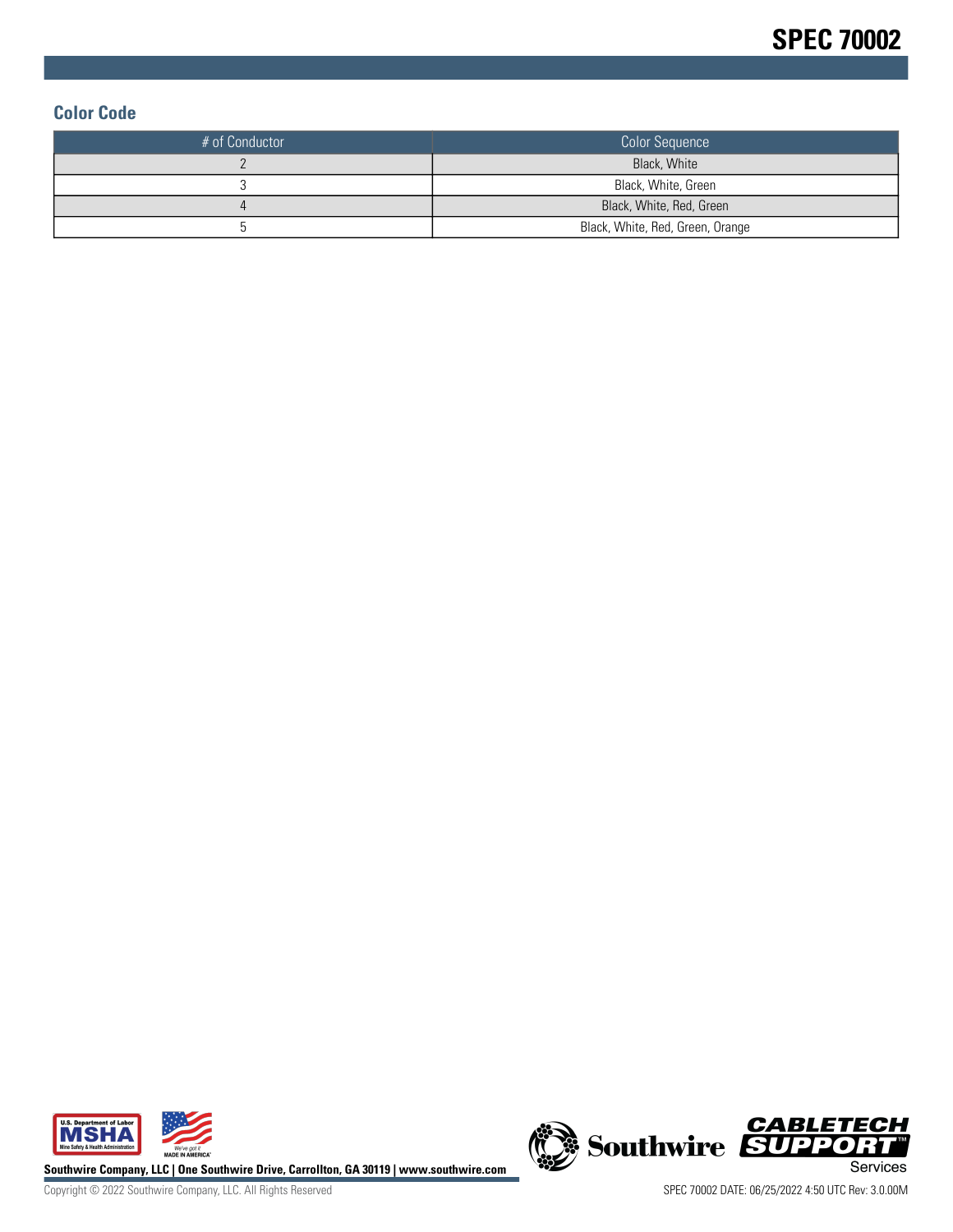## Color Code

| # of Conductor | Color Sequence |
|---|---|
| 2 | Black, White |
| 3 | Black, White, Green |
| 4 | Black, White, Red, Green |
| 5 | Black, White, Red, Green, Orange |

**Southwire Company, LLC | One Southwire Drive, Carrollton, GA 30119 | www.southwire.com**

Copyright © 2022 Southwire Company, LLC. All Rights Reserved

SPEC 70002 DATE: 06/25/2022 4:50 UTC Rev: 3.0.00M